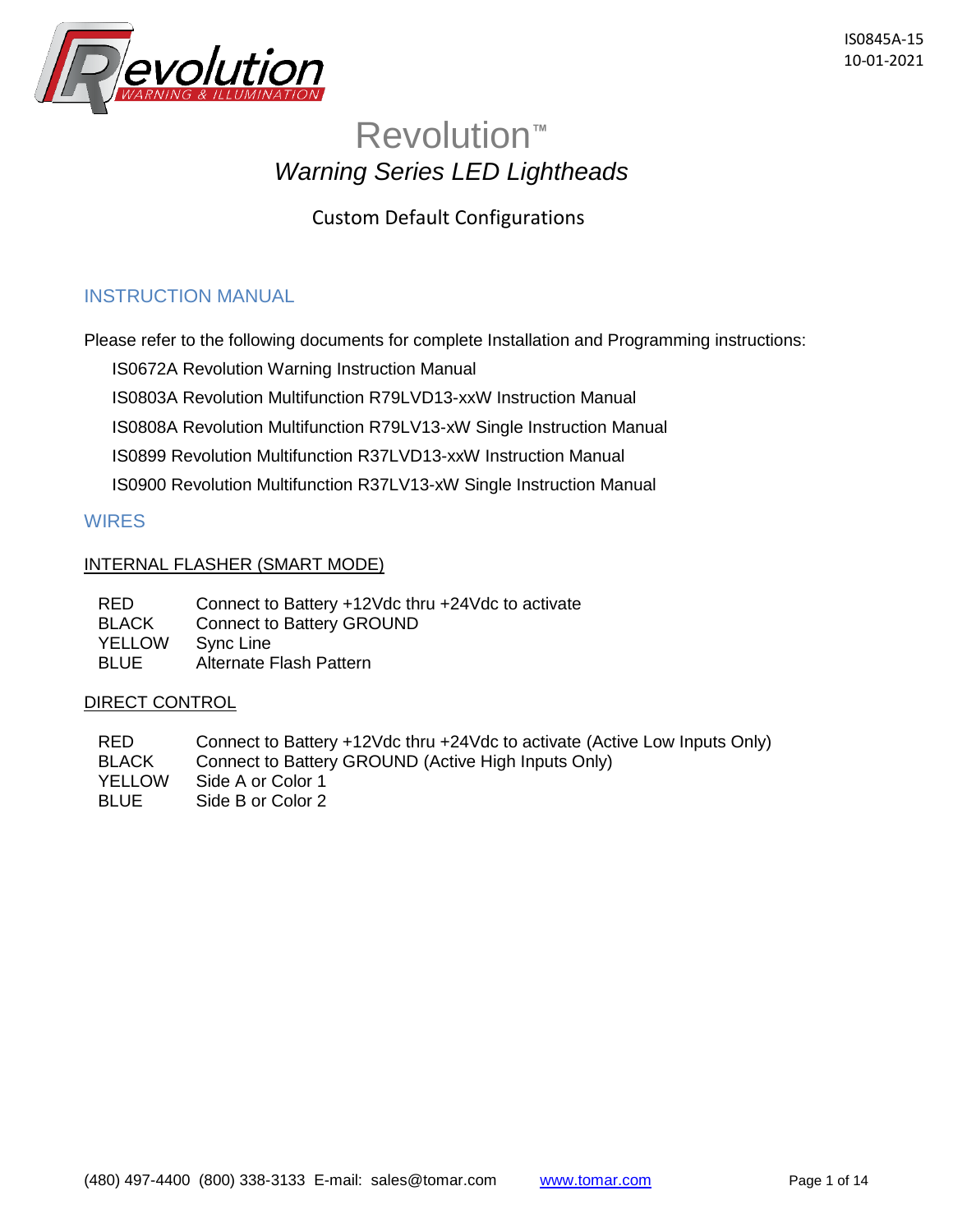IS0845A-15
10-01-2021

# Revolution™

## *Warning Series LED Lightheads*

### Custom Default Configurations

## INSTRUCTION MANUAL

Please refer to the following documents for complete Installation and Programming instructions:

- IS0672A Revolution Warning Instruction Manual
- IS0803A Revolution Multifunction R79LVD13-xxW Instruction Manual
- IS0808A Revolution Multifunction R79LV13-xW Single Instruction Manual
- IS0899 Revolution Multifunction R37LVD13-xxW Instruction Manual
- IS0900 Revolution Multifunction R37LV13-xW Single Instruction Manual

## WIRES

### INTERNAL FLASHER (SMART MODE)

| | |
|---|---|
| RED | Connect to Battery +12Vdc thru +24Vdc to activate |
| BLACK | Connect to Battery GROUND |
| YELLOW | Sync Line |
| BLUE | Alternate Flash Pattern |

### DIRECT CONTROL

| | |
|---|---|
| RED | Connect to Battery +12Vdc thru +24Vdc to activate (Active Low Inputs Only) |
| BLACK | Connect to Battery GROUND (Active High Inputs Only) |
| YELLOW | Side A or Color 1 |
| BLUE | Side B or Color 2 |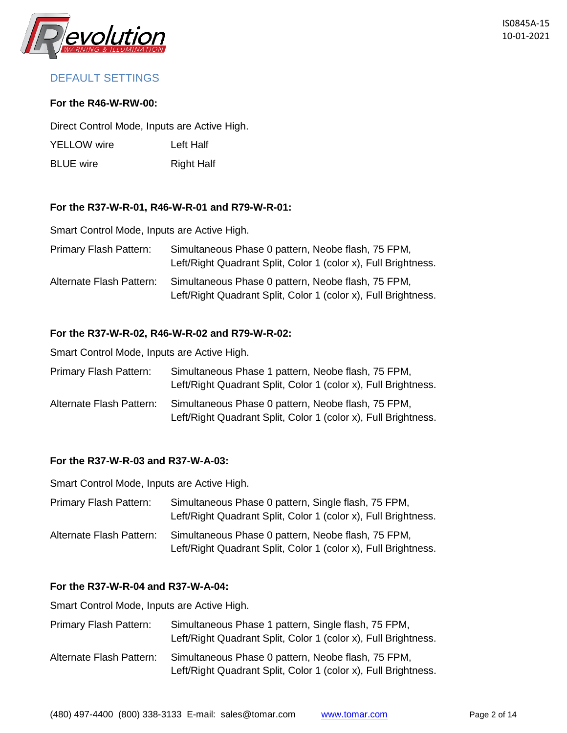## DEFAULT SETTINGS

**For the R46-W-RW-00:**

Direct Control Mode, Inputs are Active High.

| | |
|---|---|
| YELLOW wire | Left Half |
| BLUE wire | Right Half |

**For the R37-W-R-01, R46-W-R-01 and R79-W-R-01:**

Smart Control Mode, Inputs are Active High.

| | |
|---|---|
| Primary Flash Pattern: | Simultaneous Phase 0 pattern, Neobe flash, 75 FPM, Left/Right Quadrant Split, Color 1 (color x), Full Brightness. |
| Alternate Flash Pattern: | Simultaneous Phase 0 pattern, Neobe flash, 75 FPM, Left/Right Quadrant Split, Color 1 (color x), Full Brightness. |

**For the R37-W-R-02, R46-W-R-02 and R79-W-R-02:**

Smart Control Mode, Inputs are Active High.

| | |
|---|---|
| Primary Flash Pattern: | Simultaneous Phase 1 pattern, Neobe flash, 75 FPM, Left/Right Quadrant Split, Color 1 (color x), Full Brightness. |
| Alternate Flash Pattern: | Simultaneous Phase 0 pattern, Neobe flash, 75 FPM, Left/Right Quadrant Split, Color 1 (color x), Full Brightness. |

**For the R37-W-R-03 and R37-W-A-03:**

Smart Control Mode, Inputs are Active High.

| | |
|---|---|
| Primary Flash Pattern: | Simultaneous Phase 0 pattern, Single flash, 75 FPM, Left/Right Quadrant Split, Color 1 (color x), Full Brightness. |
| Alternate Flash Pattern: | Simultaneous Phase 0 pattern, Neobe flash, 75 FPM, Left/Right Quadrant Split, Color 1 (color x), Full Brightness. |

**For the R37-W-R-04 and R37-W-A-04:**

Smart Control Mode, Inputs are Active High.

| | |
|---|---|
| Primary Flash Pattern: | Simultaneous Phase 1 pattern, Single flash, 75 FPM, Left/Right Quadrant Split, Color 1 (color x), Full Brightness. |
| Alternate Flash Pattern: | Simultaneous Phase 0 pattern, Neobe flash, 75 FPM, Left/Right Quadrant Split, Color 1 (color x), Full Brightness. |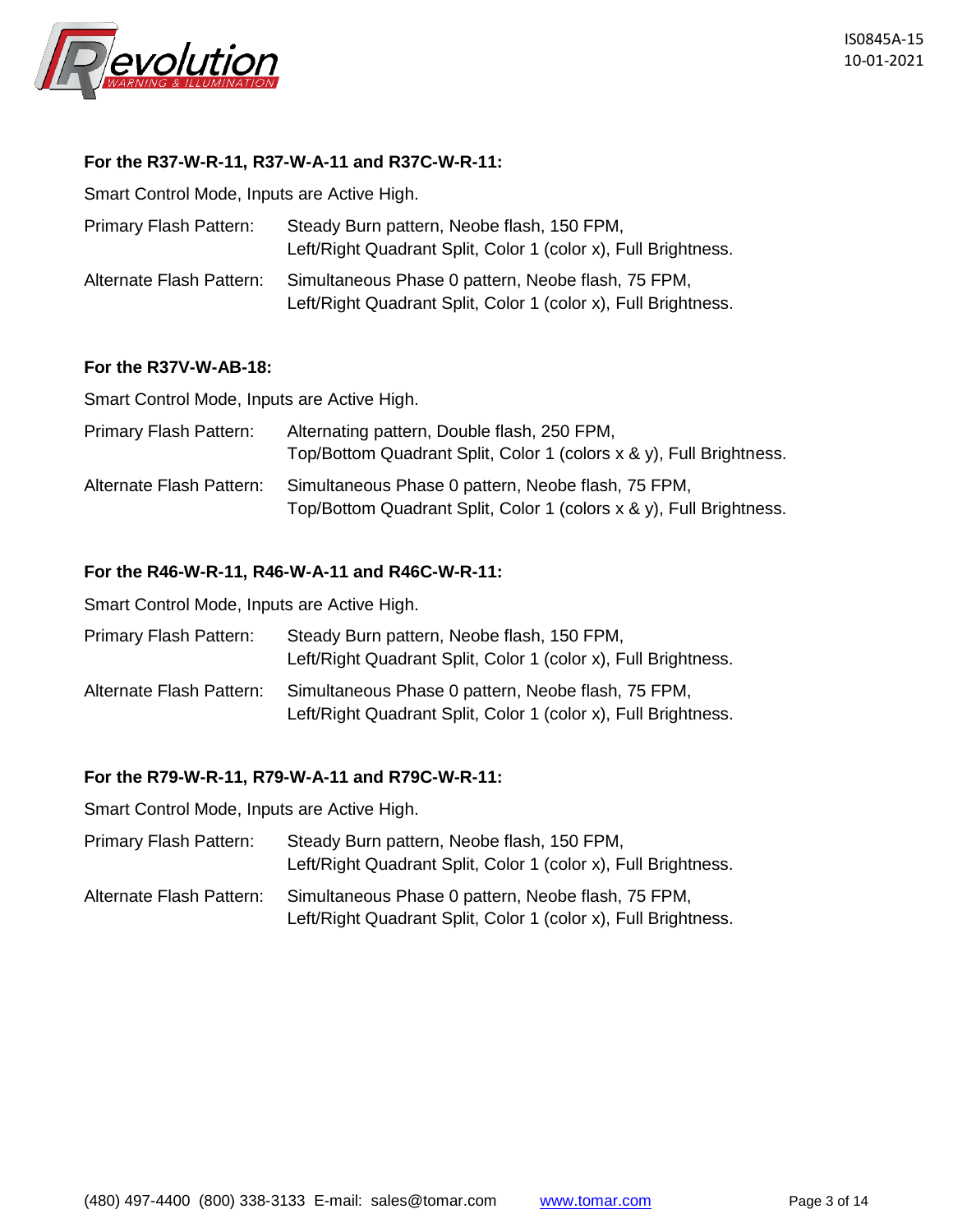**For the R37-W-R-11, R37-W-A-11 and R37C-W-R-11:**

Smart Control Mode, Inputs are Active High.

| | |
|---|---|
| Primary Flash Pattern: | Steady Burn pattern, Neobe flash, 150 FPM, Left/Right Quadrant Split, Color 1 (color x), Full Brightness. |
| Alternate Flash Pattern: | Simultaneous Phase 0 pattern, Neobe flash, 75 FPM, Left/Right Quadrant Split, Color 1 (color x), Full Brightness. |

**For the R37V-W-AB-18:**

Smart Control Mode, Inputs are Active High.

| | |
|---|---|
| Primary Flash Pattern: | Alternating pattern, Double flash, 250 FPM, Top/Bottom Quadrant Split, Color 1 (colors x & y), Full Brightness. |
| Alternate Flash Pattern: | Simultaneous Phase 0 pattern, Neobe flash, 75 FPM, Top/Bottom Quadrant Split, Color 1 (colors x & y), Full Brightness. |

**For the R46-W-R-11, R46-W-A-11 and R46C-W-R-11:**

Smart Control Mode, Inputs are Active High.

| | |
|---|---|
| Primary Flash Pattern: | Steady Burn pattern, Neobe flash, 150 FPM, Left/Right Quadrant Split, Color 1 (color x), Full Brightness. |
| Alternate Flash Pattern: | Simultaneous Phase 0 pattern, Neobe flash, 75 FPM, Left/Right Quadrant Split, Color 1 (color x), Full Brightness. |

**For the R79-W-R-11, R79-W-A-11 and R79C-W-R-11:**

Smart Control Mode, Inputs are Active High.

| | |
|---|---|
| Primary Flash Pattern: | Steady Burn pattern, Neobe flash, 150 FPM, Left/Right Quadrant Split, Color 1 (color x), Full Brightness. |
| Alternate Flash Pattern: | Simultaneous Phase 0 pattern, Neobe flash, 75 FPM, Left/Right Quadrant Split, Color 1 (color x), Full Brightness. |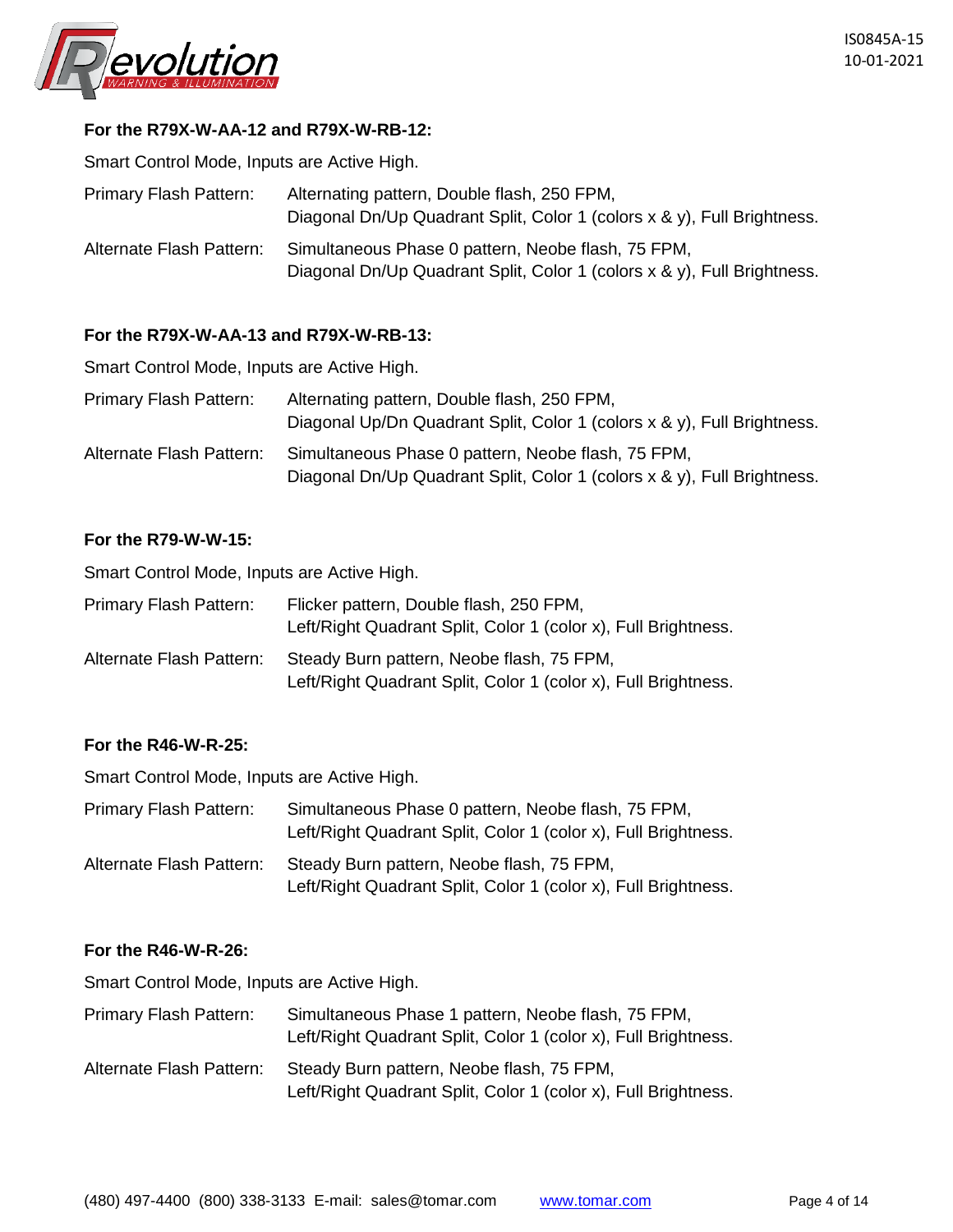**For the R79X-W-AA-12 and R79X-W-RB-12:**

Smart Control Mode, Inputs are Active High.

| | |
|---|---|
| Primary Flash Pattern: | Alternating pattern, Double flash, 250 FPM, Diagonal Dn/Up Quadrant Split, Color 1 (colors x & y), Full Brightness. |
| Alternate Flash Pattern: | Simultaneous Phase 0 pattern, Neobe flash, 75 FPM, Diagonal Dn/Up Quadrant Split, Color 1 (colors x & y), Full Brightness. |

**For the R79X-W-AA-13 and R79X-W-RB-13:**

Smart Control Mode, Inputs are Active High.

| | |
|---|---|
| Primary Flash Pattern: | Alternating pattern, Double flash, 250 FPM, Diagonal Up/Dn Quadrant Split, Color 1 (colors x & y), Full Brightness. |
| Alternate Flash Pattern: | Simultaneous Phase 0 pattern, Neobe flash, 75 FPM, Diagonal Dn/Up Quadrant Split, Color 1 (colors x & y), Full Brightness. |

**For the R79-W-W-15:**

Smart Control Mode, Inputs are Active High.

| | |
|---|---|
| Primary Flash Pattern: | Flicker pattern, Double flash, 250 FPM, Left/Right Quadrant Split, Color 1 (color x), Full Brightness. |
| Alternate Flash Pattern: | Steady Burn pattern, Neobe flash, 75 FPM, Left/Right Quadrant Split, Color 1 (color x), Full Brightness. |

**For the R46-W-R-25:**

Smart Control Mode, Inputs are Active High.

| | |
|---|---|
| Primary Flash Pattern: | Simultaneous Phase 0 pattern, Neobe flash, 75 FPM, Left/Right Quadrant Split, Color 1 (color x), Full Brightness. |
| Alternate Flash Pattern: | Steady Burn pattern, Neobe flash, 75 FPM, Left/Right Quadrant Split, Color 1 (color x), Full Brightness. |

**For the R46-W-R-26:**

Smart Control Mode, Inputs are Active High.

| | |
|---|---|
| Primary Flash Pattern: | Simultaneous Phase 1 pattern, Neobe flash, 75 FPM, Left/Right Quadrant Split, Color 1 (color x), Full Brightness. |
| Alternate Flash Pattern: | Steady Burn pattern, Neobe flash, 75 FPM, Left/Right Quadrant Split, Color 1 (color x), Full Brightness. |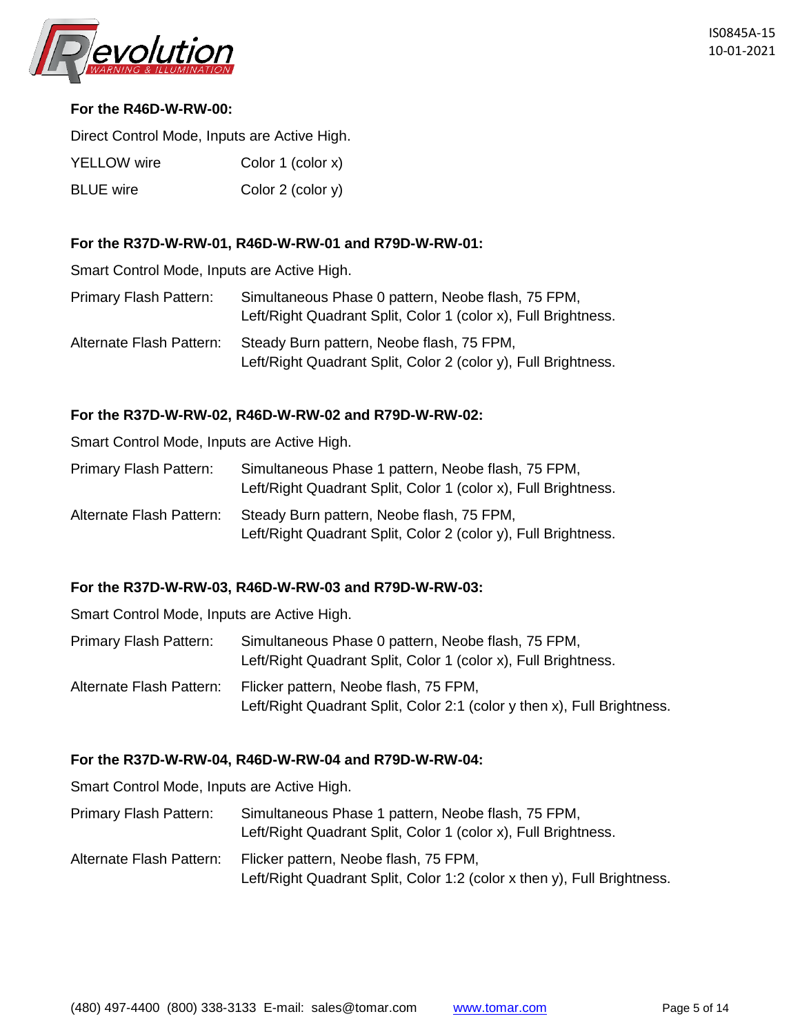**For the R46D-W-RW-00:**

Direct Control Mode, Inputs are Active High.

| | |
|---|---|
| YELLOW wire | Color 1 (color x) |
| BLUE wire | Color 2 (color y) |

**For the R37D-W-RW-01, R46D-W-RW-01 and R79D-W-RW-01:**

Smart Control Mode, Inputs are Active High.

| | |
|---|---|
| Primary Flash Pattern: | Simultaneous Phase 0 pattern, Neobe flash, 75 FPM, Left/Right Quadrant Split, Color 1 (color x), Full Brightness. |
| Alternate Flash Pattern: | Steady Burn pattern, Neobe flash, 75 FPM, Left/Right Quadrant Split, Color 2 (color y), Full Brightness. |

**For the R37D-W-RW-02, R46D-W-RW-02 and R79D-W-RW-02:**

Smart Control Mode, Inputs are Active High.

| | |
|---|---|
| Primary Flash Pattern: | Simultaneous Phase 1 pattern, Neobe flash, 75 FPM, Left/Right Quadrant Split, Color 1 (color x), Full Brightness. |
| Alternate Flash Pattern: | Steady Burn pattern, Neobe flash, 75 FPM, Left/Right Quadrant Split, Color 2 (color y), Full Brightness. |

**For the R37D-W-RW-03, R46D-W-RW-03 and R79D-W-RW-03:**

Smart Control Mode, Inputs are Active High.

| | |
|---|---|
| Primary Flash Pattern: | Simultaneous Phase 0 pattern, Neobe flash, 75 FPM, Left/Right Quadrant Split, Color 1 (color x), Full Brightness. |
| Alternate Flash Pattern: | Flicker pattern, Neobe flash, 75 FPM, Left/Right Quadrant Split, Color 2:1 (color y then x), Full Brightness. |

**For the R37D-W-RW-04, R46D-W-RW-04 and R79D-W-RW-04:**

Smart Control Mode, Inputs are Active High.

| | |
|---|---|
| Primary Flash Pattern: | Simultaneous Phase 1 pattern, Neobe flash, 75 FPM, Left/Right Quadrant Split, Color 1 (color x), Full Brightness. |
| Alternate Flash Pattern: | Flicker pattern, Neobe flash, 75 FPM, Left/Right Quadrant Split, Color 1:2 (color x then y), Full Brightness. |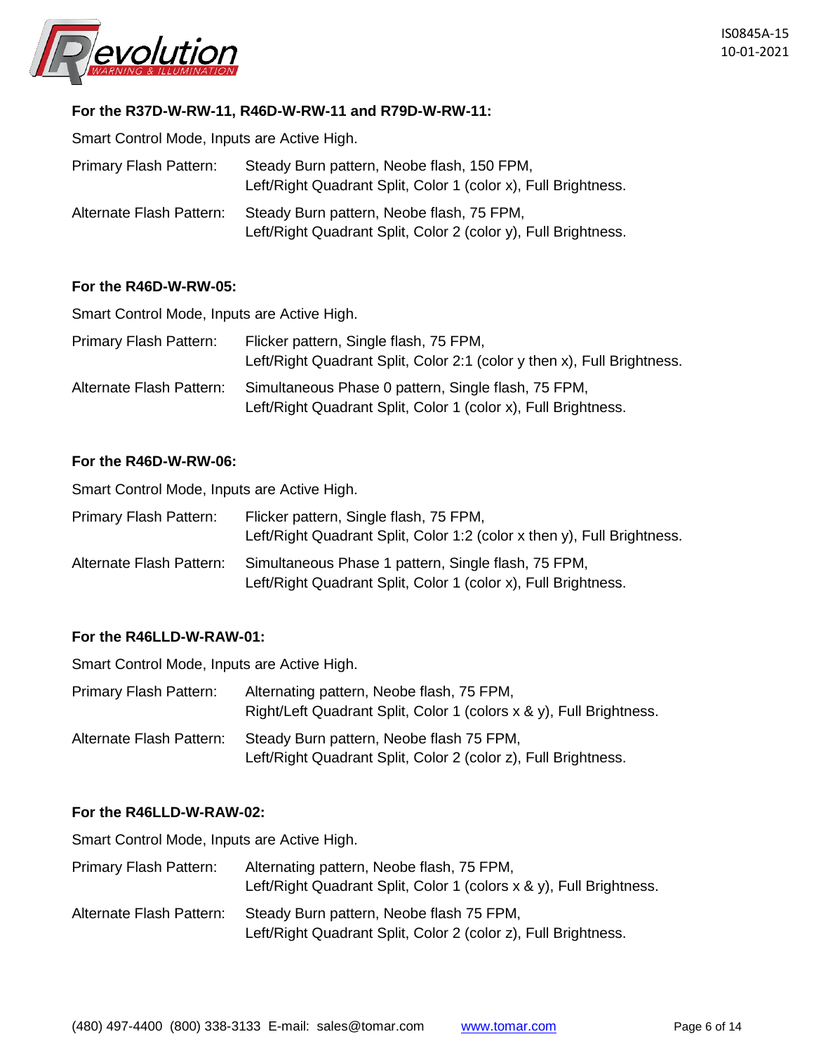**For the R37D-W-RW-11, R46D-W-RW-11 and R79D-W-RW-11:**

Smart Control Mode, Inputs are Active High.

| | |
|---|---|
| Primary Flash Pattern: | Steady Burn pattern, Neobe flash, 150 FPM, Left/Right Quadrant Split, Color 1 (color x), Full Brightness. |
| Alternate Flash Pattern: | Steady Burn pattern, Neobe flash, 75 FPM, Left/Right Quadrant Split, Color 2 (color y), Full Brightness. |

**For the R46D-W-RW-05:**

Smart Control Mode, Inputs are Active High.

| | |
|---|---|
| Primary Flash Pattern: | Flicker pattern, Single flash, 75 FPM, Left/Right Quadrant Split, Color 2:1 (color y then x), Full Brightness. |
| Alternate Flash Pattern: | Simultaneous Phase 0 pattern, Single flash, 75 FPM, Left/Right Quadrant Split, Color 1 (color x), Full Brightness. |

**For the R46D-W-RW-06:**

Smart Control Mode, Inputs are Active High.

| | |
|---|---|
| Primary Flash Pattern: | Flicker pattern, Single flash, 75 FPM, Left/Right Quadrant Split, Color 1:2 (color x then y), Full Brightness. |
| Alternate Flash Pattern: | Simultaneous Phase 1 pattern, Single flash, 75 FPM, Left/Right Quadrant Split, Color 1 (color x), Full Brightness. |

**For the R46LLD-W-RAW-01:**

Smart Control Mode, Inputs are Active High.

| | |
|---|---|
| Primary Flash Pattern: | Alternating pattern, Neobe flash, 75 FPM, Right/Left Quadrant Split, Color 1 (colors x & y), Full Brightness. |
| Alternate Flash Pattern: | Steady Burn pattern, Neobe flash 75 FPM, Left/Right Quadrant Split, Color 2 (color z), Full Brightness. |

**For the R46LLD-W-RAW-02:**

Smart Control Mode, Inputs are Active High.

| | |
|---|---|
| Primary Flash Pattern: | Alternating pattern, Neobe flash, 75 FPM, Left/Right Quadrant Split, Color 1 (colors x & y), Full Brightness. |
| Alternate Flash Pattern: | Steady Burn pattern, Neobe flash 75 FPM, Left/Right Quadrant Split, Color 2 (color z), Full Brightness. |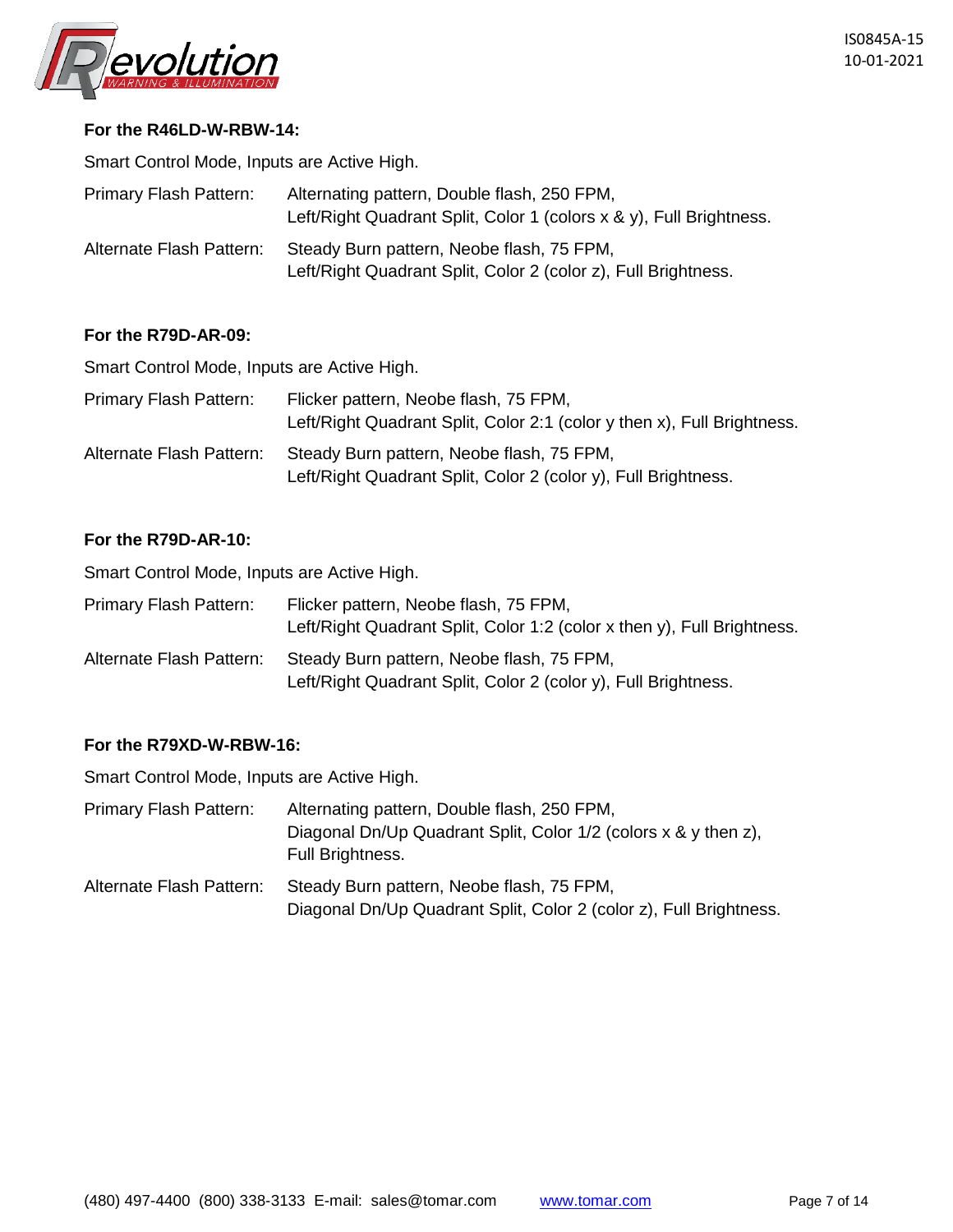**For the R46LD-W-RBW-14:**

Smart Control Mode, Inputs are Active High.

| | |
|---|---|
| Primary Flash Pattern: | Alternating pattern, Double flash, 250 FPM, Left/Right Quadrant Split, Color 1 (colors x & y), Full Brightness. |
| Alternate Flash Pattern: | Steady Burn pattern, Neobe flash, 75 FPM, Left/Right Quadrant Split, Color 2 (color z), Full Brightness. |

**For the R79D-AR-09:**

Smart Control Mode, Inputs are Active High.

| | |
|---|---|
| Primary Flash Pattern: | Flicker pattern, Neobe flash, 75 FPM, Left/Right Quadrant Split, Color 2:1 (color y then x), Full Brightness. |
| Alternate Flash Pattern: | Steady Burn pattern, Neobe flash, 75 FPM, Left/Right Quadrant Split, Color 2 (color y), Full Brightness. |

**For the R79D-AR-10:**

Smart Control Mode, Inputs are Active High.

| | |
|---|---|
| Primary Flash Pattern: | Flicker pattern, Neobe flash, 75 FPM, Left/Right Quadrant Split, Color 1:2 (color x then y), Full Brightness. |
| Alternate Flash Pattern: | Steady Burn pattern, Neobe flash, 75 FPM, Left/Right Quadrant Split, Color 2 (color y), Full Brightness. |

**For the R79XD-W-RBW-16:**

Smart Control Mode, Inputs are Active High.

| | |
|---|---|
| Primary Flash Pattern: | Alternating pattern, Double flash, 250 FPM, Diagonal Dn/Up Quadrant Split, Color 1/2 (colors x & y then z), Full Brightness. |
| Alternate Flash Pattern: | Steady Burn pattern, Neobe flash, 75 FPM, Diagonal Dn/Up Quadrant Split, Color 2 (color z), Full Brightness. |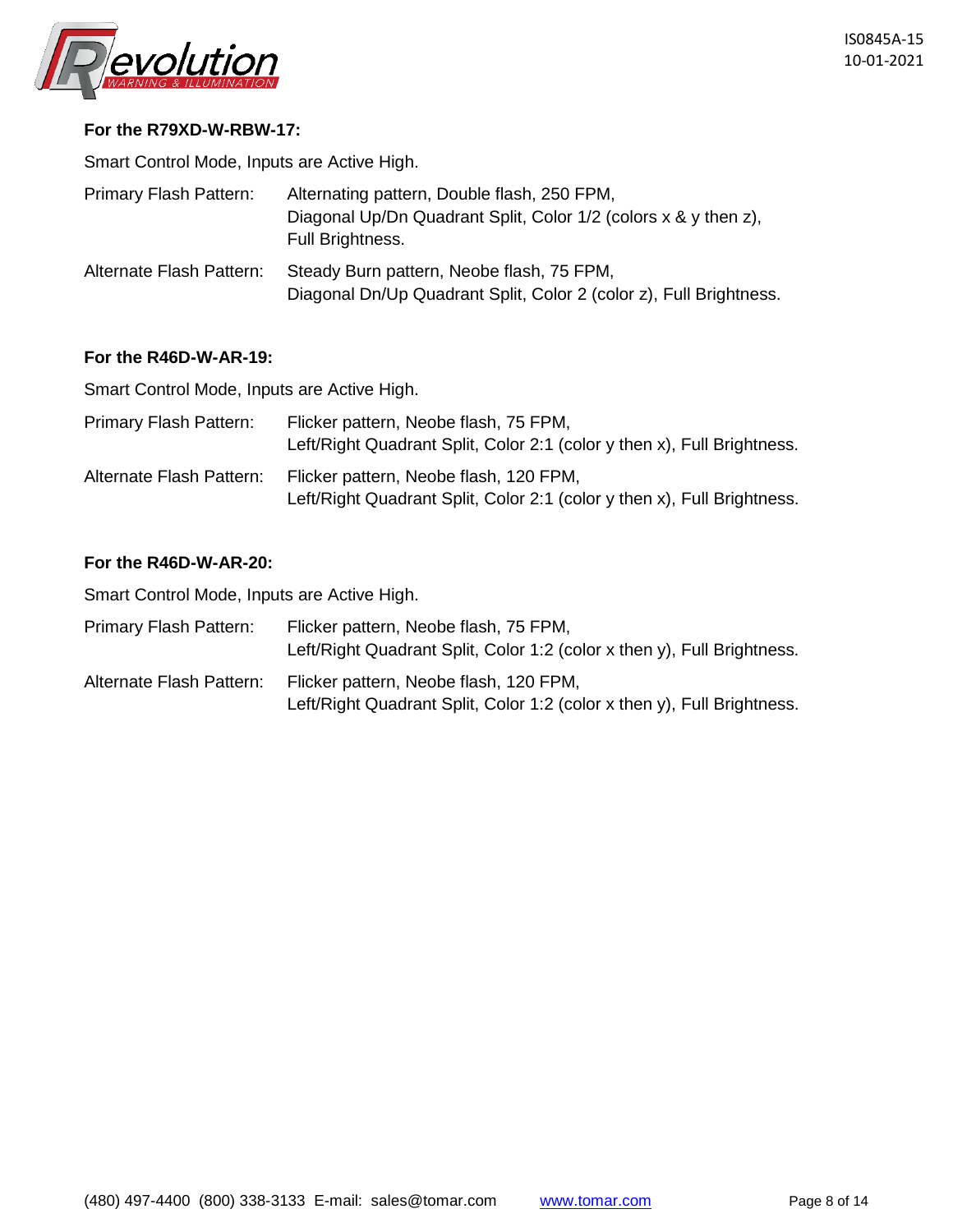**For the R79XD-W-RBW-17:**

Smart Control Mode, Inputs are Active High.

| | |
|---|---|
| Primary Flash Pattern: | Alternating pattern, Double flash, 250 FPM, Diagonal Up/Dn Quadrant Split, Color 1/2 (colors x & y then z), Full Brightness. |
| Alternate Flash Pattern: | Steady Burn pattern, Neobe flash, 75 FPM, Diagonal Dn/Up Quadrant Split, Color 2 (color z), Full Brightness. |

**For the R46D-W-AR-19:**

Smart Control Mode, Inputs are Active High.

| | |
|---|---|
| Primary Flash Pattern: | Flicker pattern, Neobe flash, 75 FPM, Left/Right Quadrant Split, Color 2:1 (color y then x), Full Brightness. |
| Alternate Flash Pattern: | Flicker pattern, Neobe flash, 120 FPM, Left/Right Quadrant Split, Color 2:1 (color y then x), Full Brightness. |

**For the R46D-W-AR-20:**

Smart Control Mode, Inputs are Active High.

| | |
|---|---|
| Primary Flash Pattern: | Flicker pattern, Neobe flash, 75 FPM, Left/Right Quadrant Split, Color 1:2 (color x then y), Full Brightness. |
| Alternate Flash Pattern: | Flicker pattern, Neobe flash, 120 FPM, Left/Right Quadrant Split, Color 1:2 (color x then y), Full Brightness. |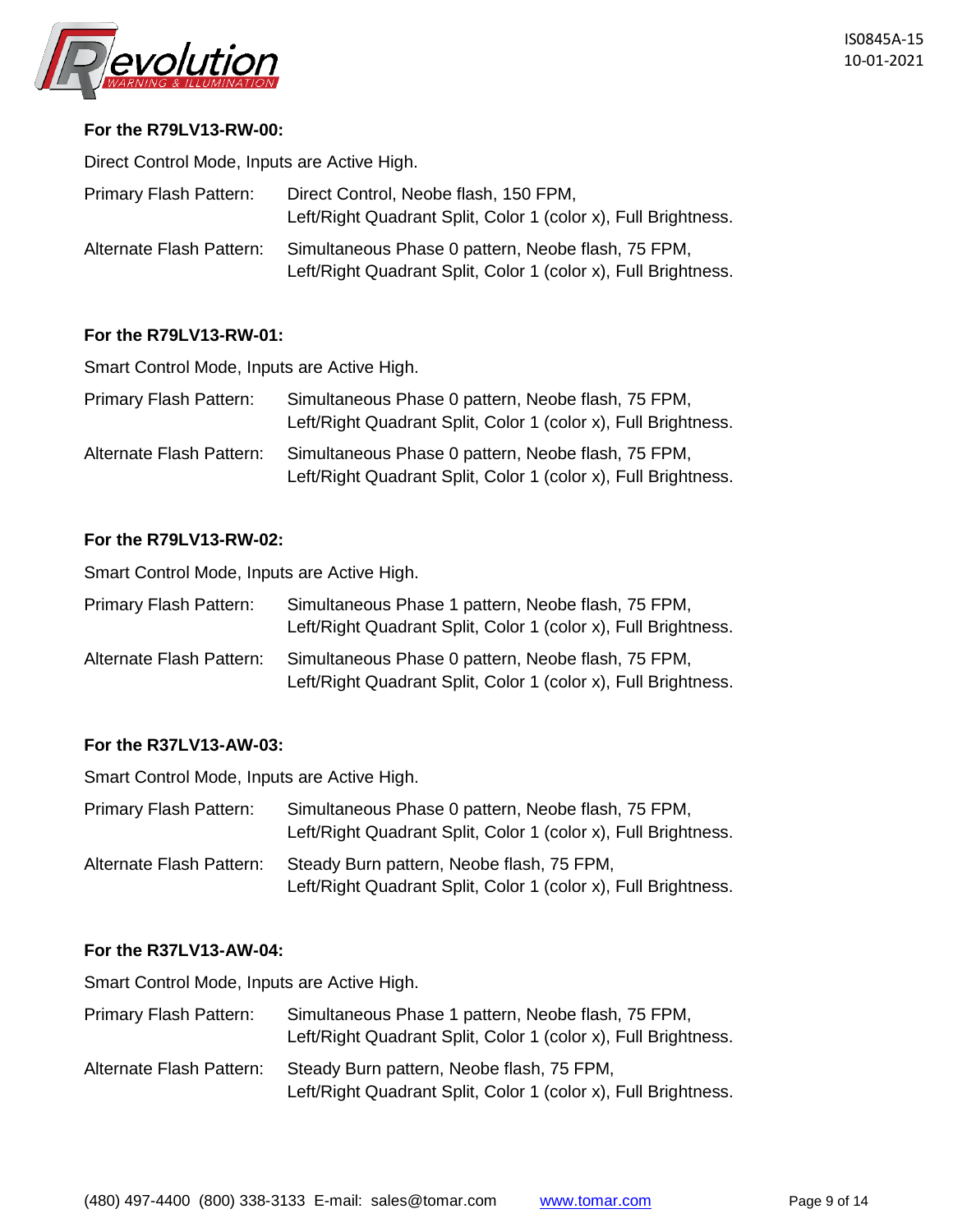**For the R79LV13-RW-00:**

Direct Control Mode, Inputs are Active High.

| | |
|---|---|
| Primary Flash Pattern: | Direct Control, Neobe flash, 150 FPM, Left/Right Quadrant Split, Color 1 (color x), Full Brightness. |
| Alternate Flash Pattern: | Simultaneous Phase 0 pattern, Neobe flash, 75 FPM, Left/Right Quadrant Split, Color 1 (color x), Full Brightness. |

**For the R79LV13-RW-01:**

Smart Control Mode, Inputs are Active High.

| | |
|---|---|
| Primary Flash Pattern: | Simultaneous Phase 0 pattern, Neobe flash, 75 FPM, Left/Right Quadrant Split, Color 1 (color x), Full Brightness. |
| Alternate Flash Pattern: | Simultaneous Phase 0 pattern, Neobe flash, 75 FPM, Left/Right Quadrant Split, Color 1 (color x), Full Brightness. |

**For the R79LV13-RW-02:**

Smart Control Mode, Inputs are Active High.

| | |
|---|---|
| Primary Flash Pattern: | Simultaneous Phase 1 pattern, Neobe flash, 75 FPM, Left/Right Quadrant Split, Color 1 (color x), Full Brightness. |
| Alternate Flash Pattern: | Simultaneous Phase 0 pattern, Neobe flash, 75 FPM, Left/Right Quadrant Split, Color 1 (color x), Full Brightness. |

**For the R37LV13-AW-03:**

Smart Control Mode, Inputs are Active High.

| | |
|---|---|
| Primary Flash Pattern: | Simultaneous Phase 0 pattern, Neobe flash, 75 FPM, Left/Right Quadrant Split, Color 1 (color x), Full Brightness. |
| Alternate Flash Pattern: | Steady Burn pattern, Neobe flash, 75 FPM, Left/Right Quadrant Split, Color 1 (color x), Full Brightness. |

**For the R37LV13-AW-04:**

Smart Control Mode, Inputs are Active High.

| | |
|---|---|
| Primary Flash Pattern: | Simultaneous Phase 1 pattern, Neobe flash, 75 FPM, Left/Right Quadrant Split, Color 1 (color x), Full Brightness. |
| Alternate Flash Pattern: | Steady Burn pattern, Neobe flash, 75 FPM, Left/Right Quadrant Split, Color 1 (color x), Full Brightness. |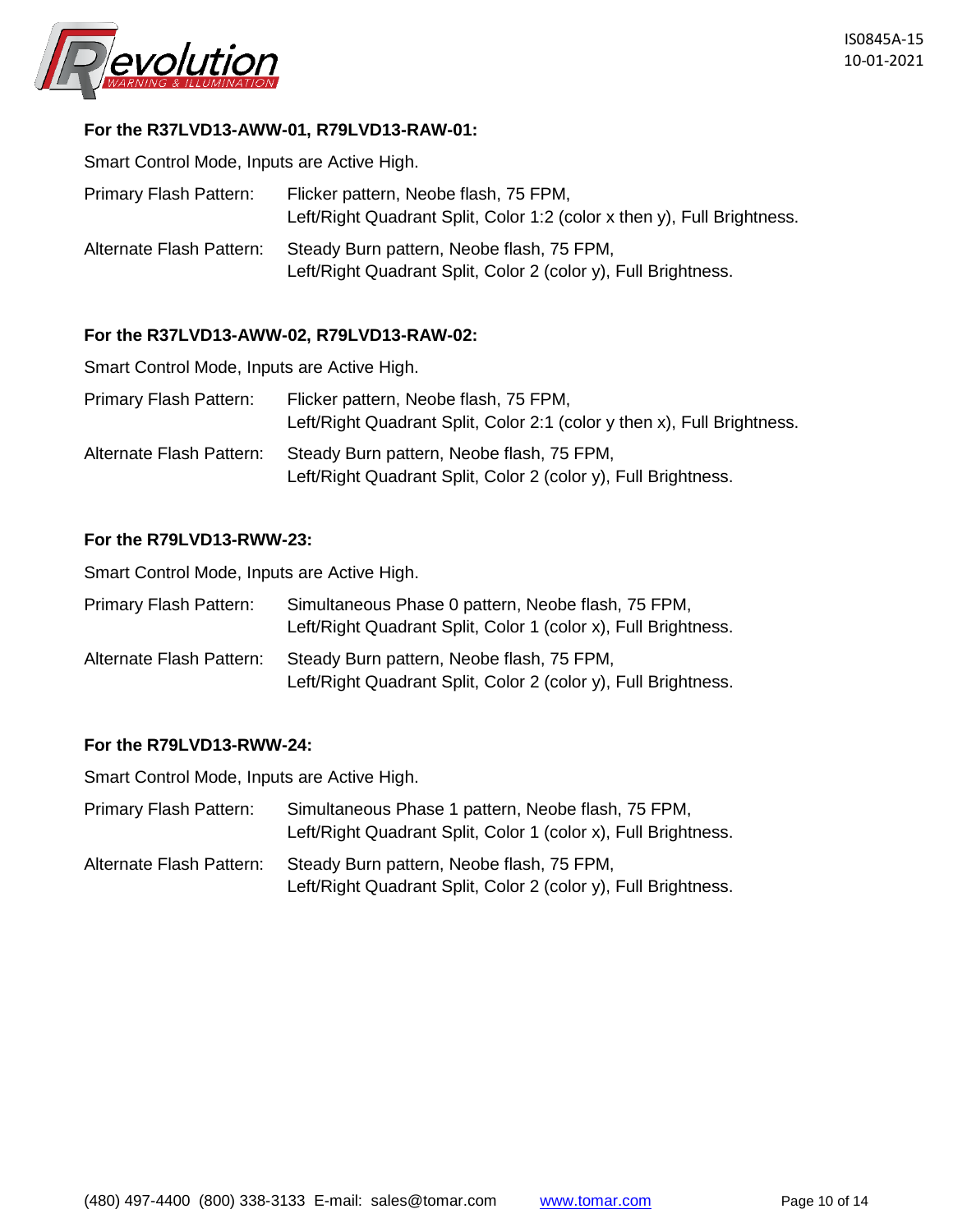**For the R37LVD13-AWW-01, R79LVD13-RAW-01:**

Smart Control Mode, Inputs are Active High.

Primary Flash Pattern: Flicker pattern, Neobe flash, 75 FPM, Left/Right Quadrant Split, Color 1:2 (color x then y), Full Brightness.

Alternate Flash Pattern: Steady Burn pattern, Neobe flash, 75 FPM, Left/Right Quadrant Split, Color 2 (color y), Full Brightness.

**For the R37LVD13-AWW-02, R79LVD13-RAW-02:**

Smart Control Mode, Inputs are Active High.

Primary Flash Pattern: Flicker pattern, Neobe flash, 75 FPM, Left/Right Quadrant Split, Color 2:1 (color y then x), Full Brightness.

Alternate Flash Pattern: Steady Burn pattern, Neobe flash, 75 FPM, Left/Right Quadrant Split, Color 2 (color y), Full Brightness.

**For the R79LVD13-RWW-23:**

Smart Control Mode, Inputs are Active High.

Primary Flash Pattern: Simultaneous Phase 0 pattern, Neobe flash, 75 FPM, Left/Right Quadrant Split, Color 1 (color x), Full Brightness.

Alternate Flash Pattern: Steady Burn pattern, Neobe flash, 75 FPM, Left/Right Quadrant Split, Color 2 (color y), Full Brightness.

**For the R79LVD13-RWW-24:**

Smart Control Mode, Inputs are Active High.

Primary Flash Pattern: Simultaneous Phase 1 pattern, Neobe flash, 75 FPM, Left/Right Quadrant Split, Color 1 (color x), Full Brightness.

Alternate Flash Pattern: Steady Burn pattern, Neobe flash, 75 FPM, Left/Right Quadrant Split, Color 2 (color y), Full Brightness.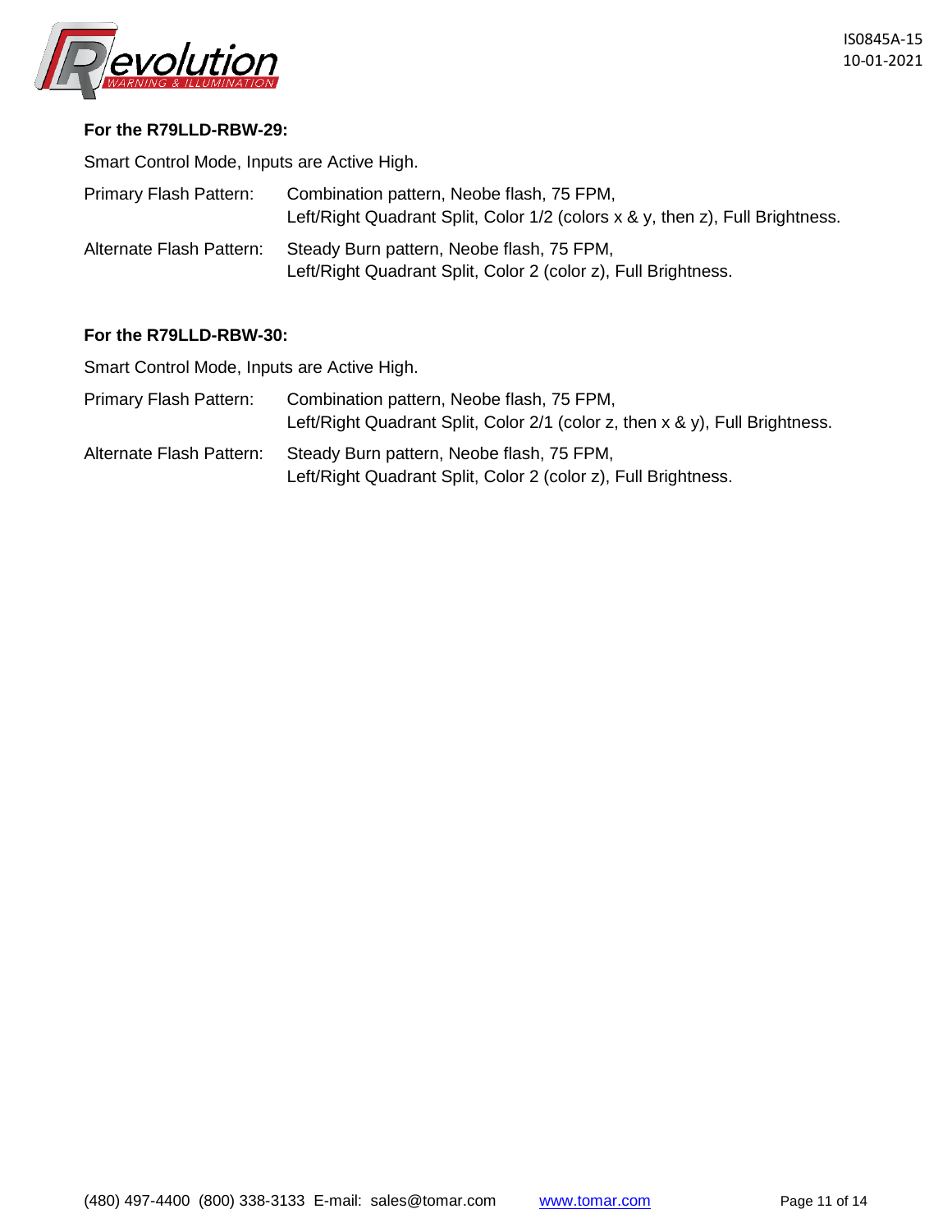**For the R79LLD-RBW-29:**

Smart Control Mode, Inputs are Active High.

| | |
|---|---|
| Primary Flash Pattern: | Combination pattern, Neobe flash, 75 FPM, Left/Right Quadrant Split, Color 1/2 (colors x & y, then z), Full Brightness. |
| Alternate Flash Pattern: | Steady Burn pattern, Neobe flash, 75 FPM, Left/Right Quadrant Split, Color 2 (color z), Full Brightness. |

**For the R79LLD-RBW-30:**

Smart Control Mode, Inputs are Active High.

| | |
|---|---|
| Primary Flash Pattern: | Combination pattern, Neobe flash, 75 FPM, Left/Right Quadrant Split, Color 2/1 (color z, then x & y), Full Brightness. |
| Alternate Flash Pattern: | Steady Burn pattern, Neobe flash, 75 FPM, Left/Right Quadrant Split, Color 2 (color z), Full Brightness. |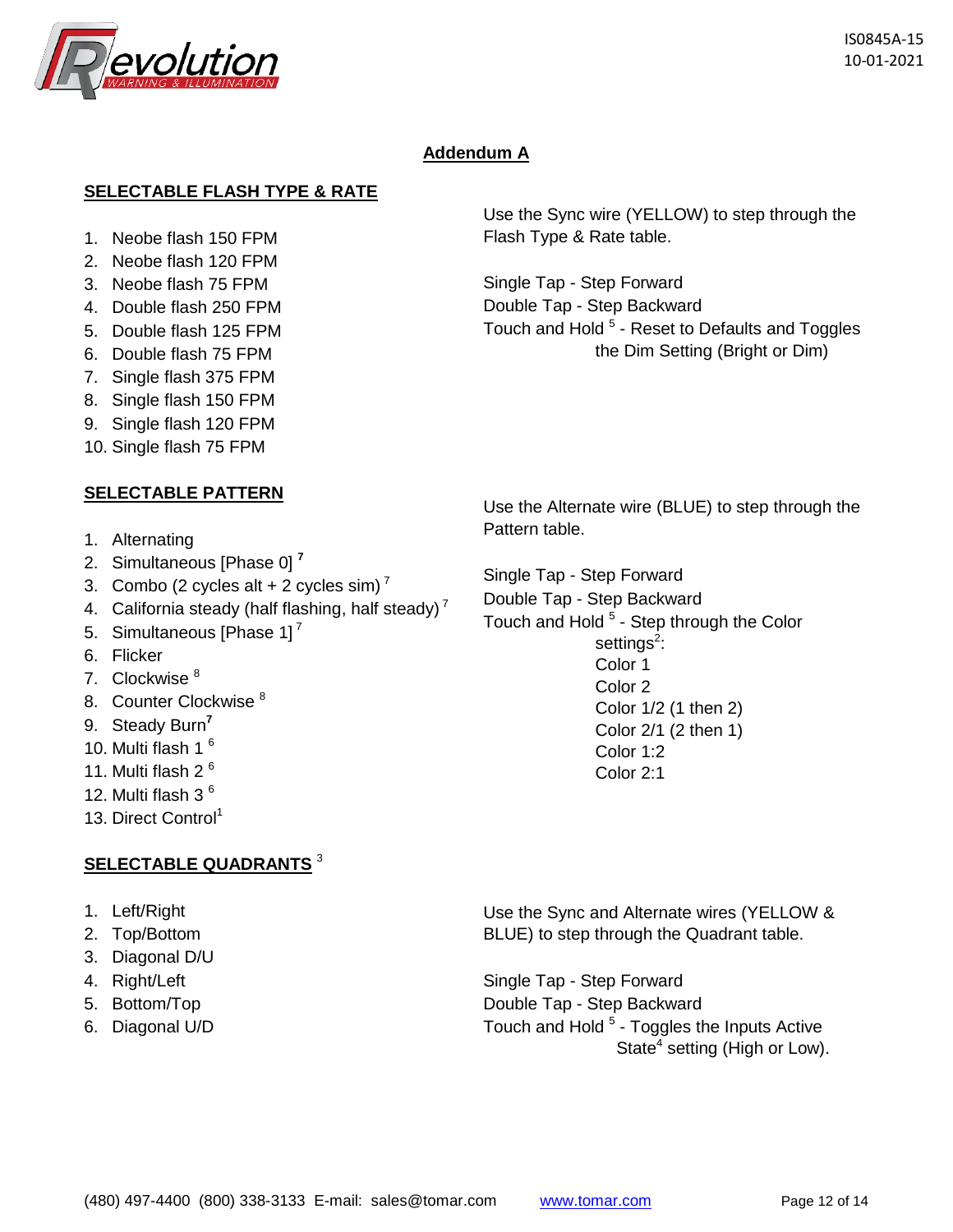## Addendum A

### SELECTABLE FLASH TYPE & RATE

1. Neobe flash 150 FPM
2. Neobe flash 120 FPM
3. Neobe flash 75 FPM
4. Double flash 250 FPM
5. Double flash 125 FPM
6. Double flash 75 FPM
7. Single flash 375 FPM
8. Single flash 150 FPM
9. Single flash 120 FPM
10. Single flash 75 FPM

Use the Sync wire (YELLOW) to step through the Flash Type & Rate table.

Single Tap - Step Forward
Double Tap - Step Backward
Touch and Hold [5] - Reset to Defaults and Toggles the Dim Setting (Bright or Dim)

### SELECTABLE PATTERN

1. Alternating
2. Simultaneous [Phase 0] [7]
3. Combo (2 cycles alt + 2 cycles sim) [7]
4. California steady (half flashing, half steady) [7]
5. Simultaneous [Phase 1] [7]
6. Flicker
7. Clockwise [8]
8. Counter Clockwise [8]
9. Steady Burn[7]
10. Multi flash 1 [6]
11. Multi flash 2 [6]
12. Multi flash 3 [6]
13. Direct Control[1]

Use the Alternate wire (BLUE) to step through the Pattern table.

Single Tap - Step Forward
Double Tap - Step Backward
Touch and Hold [5] - Step through the Color settings[2]:
- Color 1
- Color 2
- Color 1/2 (1 then 2)
- Color 2/1 (2 then 1)
- Color 1:2
- Color 2:1

### SELECTABLE QUADRANTS [3]

1. Left/Right
2. Top/Bottom
3. Diagonal D/U
4. Right/Left
5. Bottom/Top
6. Diagonal U/D

Use the Sync and Alternate wires (YELLOW & BLUE) to step through the Quadrant table.

Single Tap - Step Forward
Double Tap - Step Backward
Touch and Hold [5] - Toggles the Inputs Active State[4] setting (High or Low).

(480) 497-4400 (800) 338-3133 E-mail: sales@tomar.com www.tomar.com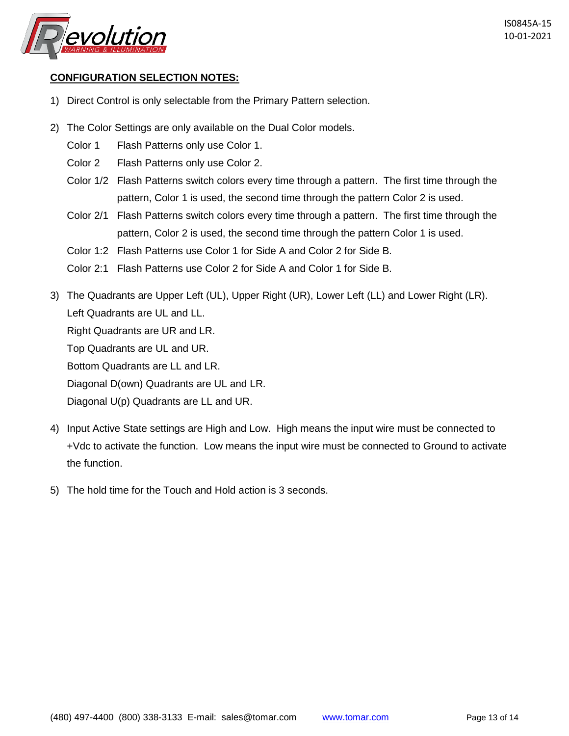## CONFIGURATION SELECTION NOTES:

1) Direct Control is only selectable from the Primary Pattern selection.

2) The Color Settings are only available on the Dual Color models.

   Color 1 Flash Patterns only use Color 1.

   Color 2 Flash Patterns only use Color 2.

   Color 1/2 Flash Patterns switch colors every time through a pattern. The first time through the pattern, Color 1 is used, the second time through the pattern Color 2 is used.

   Color 2/1 Flash Patterns switch colors every time through a pattern. The first time through the pattern, Color 2 is used, the second time through the pattern Color 1 is used.

   Color 1:2 Flash Patterns use Color 1 for Side A and Color 2 for Side B.

   Color 2:1 Flash Patterns use Color 2 for Side A and Color 1 for Side B.

3) The Quadrants are Upper Left (UL), Upper Right (UR), Lower Left (LL) and Lower Right (LR).

   Left Quadrants are UL and LL.

   Right Quadrants are UR and LR.

   Top Quadrants are UL and UR.

   Bottom Quadrants are LL and LR.

   Diagonal D(own) Quadrants are UL and LR.

   Diagonal U(p) Quadrants are LL and UR.

4) Input Active State settings are High and Low. High means the input wire must be connected to +Vdc to activate the function. Low means the input wire must be connected to Ground to activate the function.

5) The hold time for the Touch and Hold action is 3 seconds.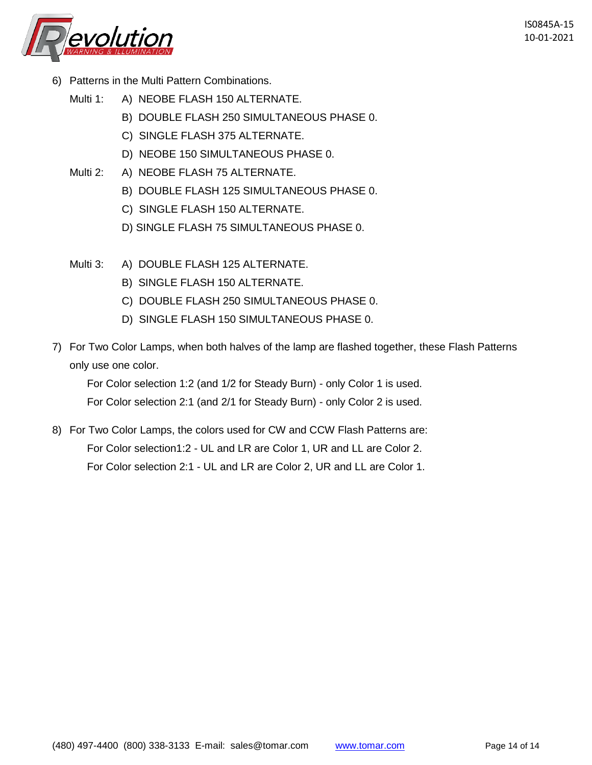6) Patterns in the Multi Pattern Combinations.

   Multi 1:
   - A) NEOBE FLASH 150 ALTERNATE.
   - B) DOUBLE FLASH 250 SIMULTANEOUS PHASE 0.
   - C) SINGLE FLASH 375 ALTERNATE.
   - D) NEOBE 150 SIMULTANEOUS PHASE 0.

   Multi 2:
   - A) NEOBE FLASH 75 ALTERNATE.
   - B) DOUBLE FLASH 125 SIMULTANEOUS PHASE 0.
   - C) SINGLE FLASH 150 ALTERNATE.
   - D) SINGLE FLASH 75 SIMULTANEOUS PHASE 0.

   Multi 3:
   - A) DOUBLE FLASH 125 ALTERNATE.
   - B) SINGLE FLASH 150 ALTERNATE.
   - C) DOUBLE FLASH 250 SIMULTANEOUS PHASE 0.
   - D) SINGLE FLASH 150 SIMULTANEOUS PHASE 0.

7) For Two Color Lamps, when both halves of the lamp are flashed together, these Flash Patterns only use one color.

   For Color selection 1:2 (and 1/2 for Steady Burn) - only Color 1 is used.

   For Color selection 2:1 (and 2/1 for Steady Burn) - only Color 2 is used.

8) For Two Color Lamps, the colors used for CW and CCW Flash Patterns are:

   For Color selection1:2 - UL and LR are Color 1, UR and LL are Color 2.

   For Color selection 2:1 - UL and LR are Color 2, UR and LL are Color 1.